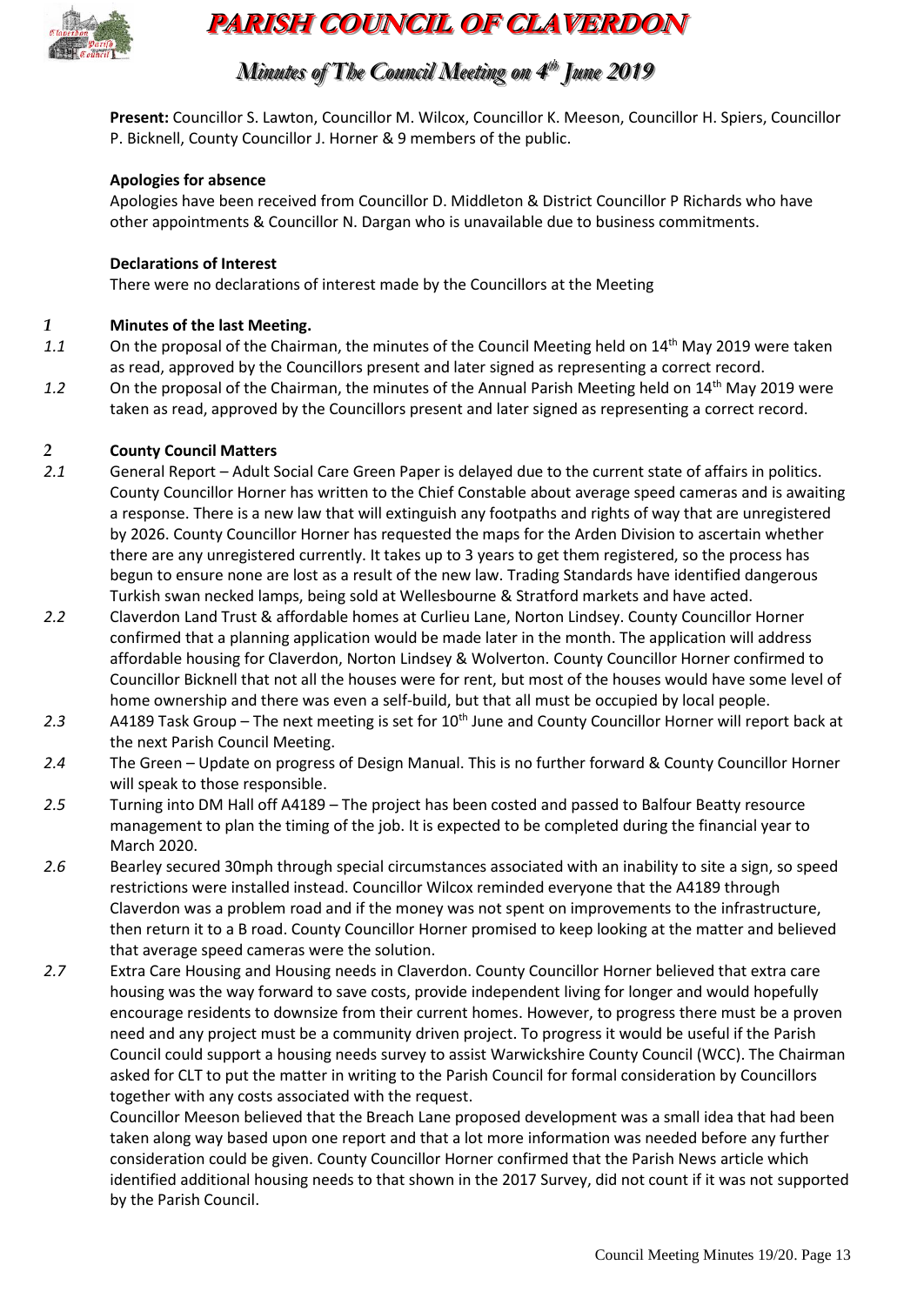# PARISH COUNCIL OF CLAVERDON

## Minutes of The Council Meeting on 4th June 2019

**Present:** Councillor S. Lawton, Councillor M. Wilcox, Councillor K. Meeson, Councillor H. Spiers, Councillor P. Bicknell, County Councillor J. Horner & 9 members of the public.

**Apologies for absence**

Apologies have been received from Councillor D. Middleton & District Councillor P Richards who have other appointments & Councillor N. Dargan who is unavailable due to business commitments.

**Declarations of Interest**

There were no declarations of interest made by the Councillors at the Meeting

*1* **Minutes of the last Meeting.**

*1.1* On the proposal of the Chairman, the minutes of the Council Meeting held on 14th May 2019 were taken as read, approved by the Councillors present and later signed as representing a correct record.

*1.2* On the proposal of the Chairman, the minutes of the Annual Parish Meeting held on 14th May 2019 were taken as read, approved by the Councillors present and later signed as representing a correct record.

*2* **County Council Matters**

*2.1* General Report – Adult Social Care Green Paper is delayed due to the current state of affairs in politics. County Councillor Horner has written to the Chief Constable about average speed cameras and is awaiting a response. There is a new law that will extinguish any footpaths and rights of way that are unregistered by 2026. County Councillor Horner has requested the maps for the Arden Division to ascertain whether there are any unregistered currently. It takes up to 3 years to get them registered, so the process has begun to ensure none are lost as a result of the new law. Trading Standards have identified dangerous Turkish swan necked lamps, being sold at Wellesbourne & Stratford markets and have acted.

*2.2* Claverdon Land Trust & affordable homes at Curlieu Lane, Norton Lindsey. County Councillor Horner confirmed that a planning application would be made later in the month. The application will address affordable housing for Claverdon, Norton Lindsey & Wolverton. County Councillor Horner confirmed to Councillor Bicknell that not all the houses were for rent, but most of the houses would have some level of home ownership and there was even a self-build, but that all must be occupied by local people.

*2.3* A4189 Task Group – The next meeting is set for 10th June and County Councillor Horner will report back at the next Parish Council Meeting.

*2.4* The Green – Update on progress of Design Manual. This is no further forward & County Councillor Horner will speak to those responsible.

*2.5* Turning into DM Hall off A4189 – The project has been costed and passed to Balfour Beatty resource management to plan the timing of the job. It is expected to be completed during the financial year to March 2020.

*2.6* Bearley secured 30mph through special circumstances associated with an inability to site a sign, so speed restrictions were installed instead. Councillor Wilcox reminded everyone that the A4189 through Claverdon was a problem road and if the money was not spent on improvements to the infrastructure, then return it to a B road. County Councillor Horner promised to keep looking at the matter and believed that average speed cameras were the solution.

*2.7* Extra Care Housing and Housing needs in Claverdon. County Councillor Horner believed that extra care housing was the way forward to save costs, provide independent living for longer and would hopefully encourage residents to downsize from their current homes. However, to progress there must be a proven need and any project must be a community driven project. To progress it would be useful if the Parish Council could support a housing needs survey to assist Warwickshire County Council (WCC). The Chairman asked for CLT to put the matter in writing to the Parish Council for formal consideration by Councillors together with any costs associated with the request.

Councillor Meeson believed that the Breach Lane proposed development was a small idea that had been taken along way based upon one report and that a lot more information was needed before any further consideration could be given. County Councillor Horner confirmed that the Parish News article which identified additional housing needs to that shown in the 2017 Survey, did not count if it was not supported by the Parish Council.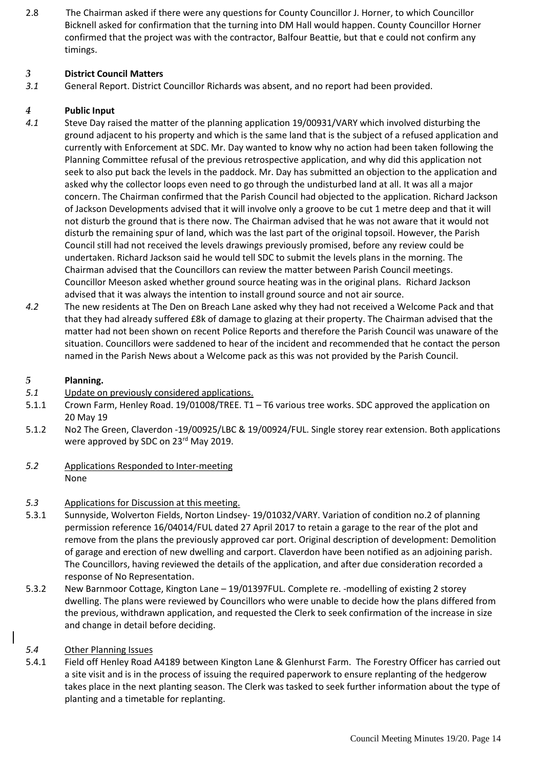2.8 The Chairman asked if there were any questions for County Councillor J. Horner, to which Councillor Bicknell asked for confirmation that the turning into DM Hall would happen. County Councillor Horner confirmed that the project was with the contractor, Balfour Beattie, but that e could not confirm any timings.

## *3* District Council Matters

*3.1* General Report. District Councillor Richards was absent, and no report had been provided.

## *4* Public Input

*4.1* Steve Day raised the matter of the planning application 19/00931/VARY which involved disturbing the ground adjacent to his property and which is the same land that is the subject of a refused application and currently with Enforcement at SDC. Mr. Day wanted to know why no action had been taken following the Planning Committee refusal of the previous retrospective application, and why did this application not seek to also put back the levels in the paddock. Mr. Day has submitted an objection to the application and asked why the collector loops even need to go through the undisturbed land at all. It was all a major concern. The Chairman confirmed that the Parish Council had objected to the application. Richard Jackson of Jackson Developments advised that it will involve only a groove to be cut 1 metre deep and that it will not disturb the ground that is there now. The Chairman advised that he was not aware that it would not disturb the remaining spur of land, which was the last part of the original topsoil. However, the Parish Council still had not received the levels drawings previously promised, before any review could be undertaken. Richard Jackson said he would tell SDC to submit the levels plans in the morning. The Chairman advised that the Councillors can review the matter between Parish Council meetings. Councillor Meeson asked whether ground source heating was in the original plans. Richard Jackson advised that it was always the intention to install ground source and not air source.

*4.2* The new residents at The Den on Breach Lane asked why they had not received a Welcome Pack and that that they had already suffered £8k of damage to glazing at their property. The Chairman advised that the matter had not been shown on recent Police Reports and therefore the Parish Council was unaware of the situation. Councillors were saddened to hear of the incident and recommended that he contact the person named in the Parish News about a Welcome pack as this was not provided by the Parish Council.

## *5* Planning.

*5.1* Update on previously considered applications.

5.1.1 Crown Farm, Henley Road. 19/01008/TREE. T1 – T6 various tree works. SDC approved the application on 20 May 19

5.1.2 No2 The Green, Claverdon -19/00925/LBC & 19/00924/FUL. Single storey rear extension. Both applications were approved by SDC on 23rd May 2019.

*5.2* Applications Responded to Inter-meeting
None

*5.3* Applications for Discussion at this meeting.

5.3.1 Sunnyside, Wolverton Fields, Norton Lindsey- 19/01032/VARY. Variation of condition no.2 of planning permission reference 16/04014/FUL dated 27 April 2017 to retain a garage to the rear of the plot and remove from the plans the previously approved car port. Original description of development: Demolition of garage and erection of new dwelling and carport. Claverdon have been notified as an adjoining parish. The Councillors, having reviewed the details of the application, and after due consideration recorded a response of No Representation.

5.3.2 New Barnmoor Cottage, Kington Lane – 19/01397FUL. Complete re. -modelling of existing 2 storey dwelling. The plans were reviewed by Councillors who were unable to decide how the plans differed from the previous, withdrawn application, and requested the Clerk to seek confirmation of the increase in size and change in detail before deciding.

*5.4* Other Planning Issues

5.4.1 Field off Henley Road A4189 between Kington Lane & Glenhurst Farm. The Forestry Officer has carried out a site visit and is in the process of issuing the required paperwork to ensure replanting of the hedgerow takes place in the next planting season. The Clerk was tasked to seek further information about the type of planting and a timetable for replanting.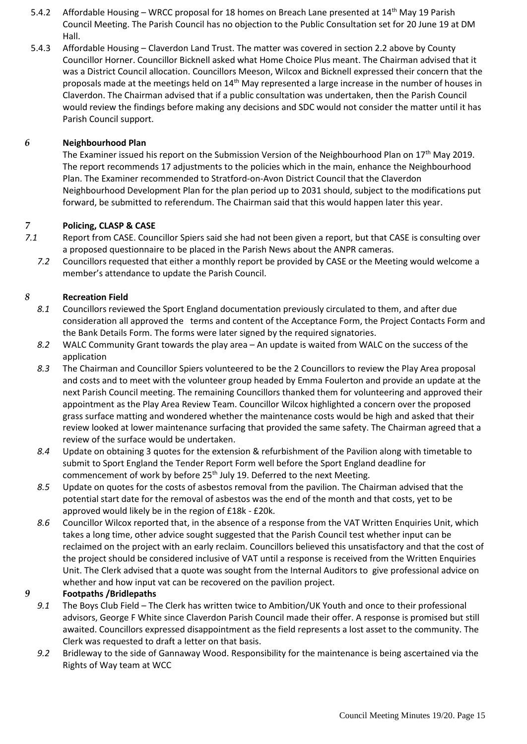5.4.2 Affordable Housing – WRCC proposal for 18 homes on Breach Lane presented at 14th May 19 Parish Council Meeting. The Parish Council has no objection to the Public Consultation set for 20 June 19 at DM Hall.

5.4.3 Affordable Housing – Claverdon Land Trust. The matter was covered in section 2.2 above by County Councillor Horner. Councillor Bicknell asked what Home Choice Plus meant. The Chairman advised that it was a District Council allocation. Councillors Meeson, Wilcox and Bicknell expressed their concern that the proposals made at the meetings held on 14th May represented a large increase in the number of houses in Claverdon. The Chairman advised that if a public consultation was undertaken, then the Parish Council would review the findings before making any decisions and SDC would not consider the matter until it has Parish Council support.

## 6 Neighbourhood Plan

The Examiner issued his report on the Submission Version of the Neighbourhood Plan on 17th May 2019. The report recommends 17 adjustments to the policies which in the main, enhance the Neighbourhood Plan. The Examiner recommended to Stratford-on-Avon District Council that the Claverdon Neighbourhood Development Plan for the plan period up to 2031 should, subject to the modifications put forward, be submitted to referendum. The Chairman said that this would happen later this year.

## 7 Policing, CLASP & CASE

*7.1* Report from CASE. Councillor Spiers said she had not been given a report, but that CASE is consulting over a proposed questionnaire to be placed in the Parish News about the ANPR cameras.

*7.2* Councillors requested that either a monthly report be provided by CASE or the Meeting would welcome a member's attendance to update the Parish Council.

## 8 Recreation Field

*8.1* Councillors reviewed the Sport England documentation previously circulated to them, and after due consideration all approved the terms and content of the Acceptance Form, the Project Contacts Form and the Bank Details Form. The forms were later signed by the required signatories.

*8.2* WALC Community Grant towards the play area – An update is waited from WALC on the success of the application

*8.3* The Chairman and Councillor Spiers volunteered to be the 2 Councillors to review the Play Area proposal and costs and to meet with the volunteer group headed by Emma Foulerton and provide an update at the next Parish Council meeting. The remaining Councillors thanked them for volunteering and approved their appointment as the Play Area Review Team. Councillor Wilcox highlighted a concern over the proposed grass surface matting and wondered whether the maintenance costs would be high and asked that their review looked at lower maintenance surfacing that provided the same safety. The Chairman agreed that a review of the surface would be undertaken.

*8.4* Update on obtaining 3 quotes for the extension & refurbishment of the Pavilion along with timetable to submit to Sport England the Tender Report Form well before the Sport England deadline for commencement of work by before 25th July 19. Deferred to the next Meeting.

*8.5* Update on quotes for the costs of asbestos removal from the pavilion. The Chairman advised that the potential start date for the removal of asbestos was the end of the month and that costs, yet to be approved would likely be in the region of £18k - £20k.

*8.6* Councillor Wilcox reported that, in the absence of a response from the VAT Written Enquiries Unit, which takes a long time, other advice sought suggested that the Parish Council test whether input can be reclaimed on the project with an early reclaim. Councillors believed this unsatisfactory and that the cost of the project should be considered inclusive of VAT until a response is received from the Written Enquiries Unit. The Clerk advised that a quote was sought from the Internal Auditors to give professional advice on whether and how input vat can be recovered on the pavilion project.

## 9 Footpaths /Bridlepaths

*9.1* The Boys Club Field – The Clerk has written twice to Ambition/UK Youth and once to their professional advisors, George F White since Claverdon Parish Council made their offer. A response is promised but still awaited. Councillors expressed disappointment as the field represents a lost asset to the community. The Clerk was requested to draft a letter on that basis.

*9.2* Bridleway to the side of Gannaway Wood. Responsibility for the maintenance is being ascertained via the Rights of Way team at WCC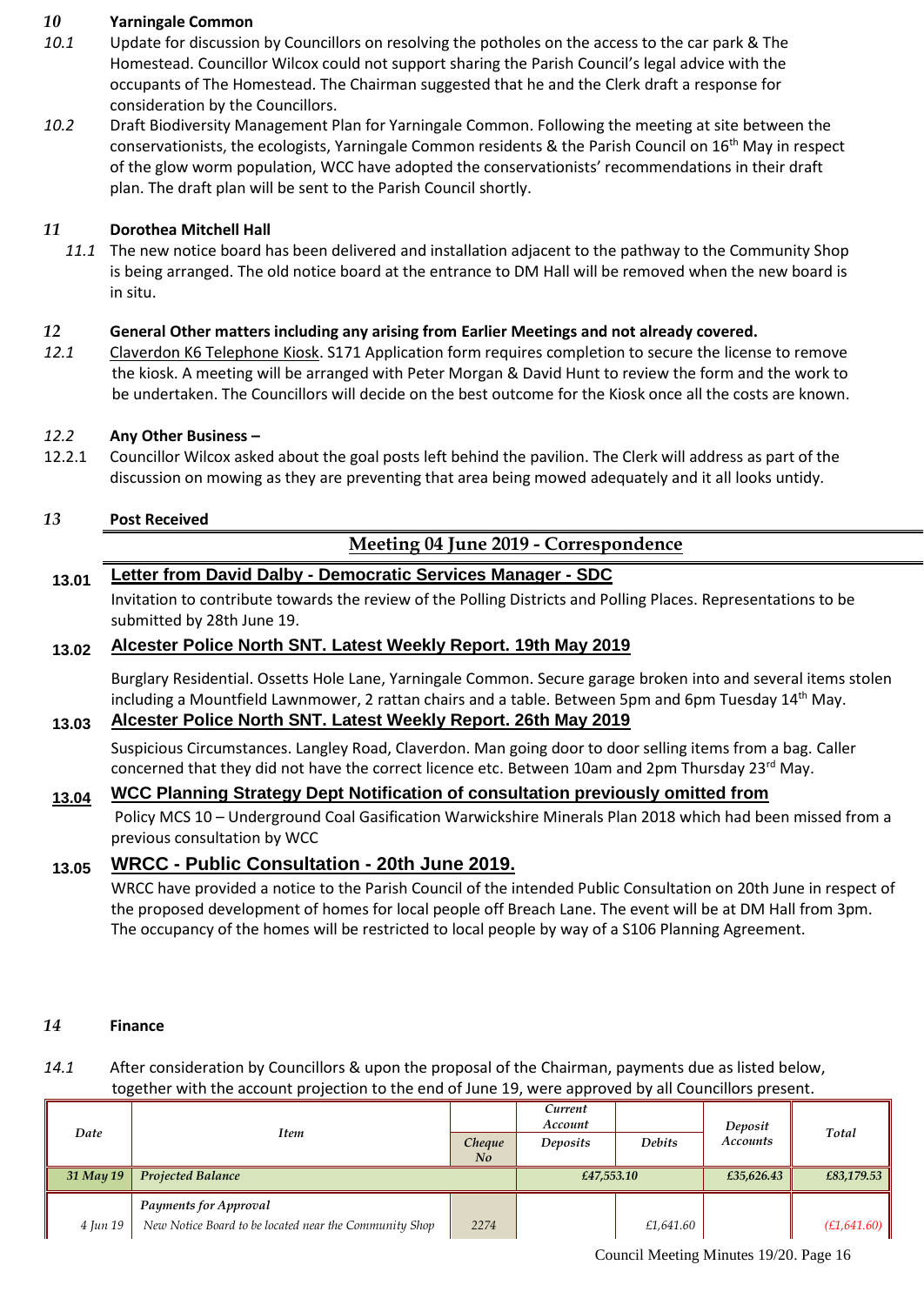**10 Yarningale Common**

*10.1* Update for discussion by Councillors on resolving the potholes on the access to the car park & The Homestead. Councillor Wilcox could not support sharing the Parish Council's legal advice with the occupants of The Homestead. The Chairman suggested that he and the Clerk draft a response for consideration by the Councillors.

*10.2* Draft Biodiversity Management Plan for Yarningale Common. Following the meeting at site between the conservationists, the ecologists, Yarningale Common residents & the Parish Council on 16th May in respect of the glow worm population, WCC have adopted the conservationists' recommendations in their draft plan. The draft plan will be sent to the Parish Council shortly.

**11 Dorothea Mitchell Hall**

*11.1* The new notice board has been delivered and installation adjacent to the pathway to the Community Shop is being arranged. The old notice board at the entrance to DM Hall will be removed when the new board is in situ.

**12 General Other matters including any arising from Earlier Meetings and not already covered.**

*12.1* Claverdon K6 Telephone Kiosk. S171 Application form requires completion to secure the license to remove the kiosk. A meeting will be arranged with Peter Morgan & David Hunt to review the form and the work to be undertaken. The Councillors will decide on the best outcome for the Kiosk once all the costs are known.

*12.2* **Any Other Business –**

12.2.1 Councillor Wilcox asked about the goal posts left behind the pavilion. The Clerk will address as part of the discussion on mowing as they are preventing that area being mowed adequately and it all looks untidy.

**13 Post Received**

## Meeting 04 June 2019 - Correspondence

**13.01** **Letter from David Dalby - Democratic Services Manager - SDC**

Invitation to contribute towards the review of the Polling Districts and Polling Places. Representations to be submitted by 28th June 19.

**13.02** **Alcester Police North SNT. Latest Weekly Report. 19th May 2019**

Burglary Residential. Ossetts Hole Lane, Yarningale Common. Secure garage broken into and several items stolen including a Mountfield Lawnmower, 2 rattan chairs and a table. Between 5pm and 6pm Tuesday 14th May.

**13.03** **Alcester Police North SNT. Latest Weekly Report. 26th May 2019**

Suspicious Circumstances. Langley Road, Claverdon. Man going door to door selling items from a bag. Caller concerned that they did not have the correct licence etc. Between 10am and 2pm Thursday 23rd May.

**13.04** **WCC Planning Strategy Dept Notification of consultation previously omitted from**

Policy MCS 10 – Underground Coal Gasification Warwickshire Minerals Plan 2018 which had been missed from a previous consultation by WCC

**13.05** **WRCC - Public Consultation - 20th June 2019.**

WRCC have provided a notice to the Parish Council of the intended Public Consultation on 20th June in respect of the proposed development of homes for local people off Breach Lane. The event will be at DM Hall from 3pm. The occupancy of the homes will be restricted to local people by way of a S106 Planning Agreement.

**14 Finance**

*14.1* After consideration by Councillors & upon the proposal of the Chairman, payments due as listed below, together with the account projection to the end of June 19, were approved by all Councillors present.

| *Date* | *Item* | *Cheque No* | *Current Account Deposits* | *Current Account Debits* | *Deposit Accounts* | *Total* |
|---|---|---|---|---|---|---|
| *31 May 19* | ***Projected Balance*** | | ***£47,553.10*** | | ***£35,626.43*** | ***£83,179.53*** |
| *4 Jun 19* | ***Payments for Approval***<br>*New Notice Board to be located near the Community Shop* | *2274* | | *£1,641.60* | | *(£1,641.60)* |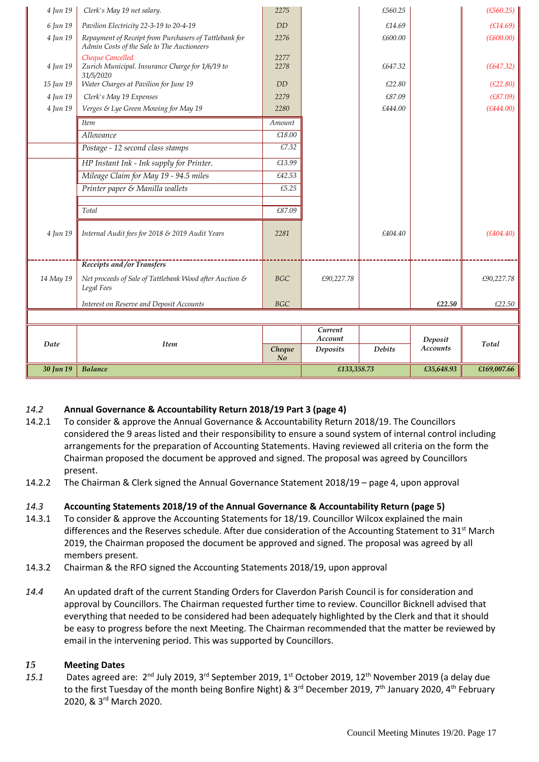| | | | | | | |
|---|---|---|---|---|---|---|
| *4 Jun 19* | *Clerk's May 19 net salary.* | *2275* | | *£560.25* | | *(£560.25)* |
| *6 Jun 19* | *Pavilion Electricity 22-3-19 to 20-4-19* | *DD* | | *£14.69* | | *(£14.69)* |
| *4 Jun 19* | *Repayment of Receipt from Purchasers of Tattlebank for Admin Costs of the Sale to The Auctioneers* | *2276* | | *£600.00* | | *(£600.00)* |
| | *Cheque Cancelled* | *2277* | | | | |
| *4 Jun 19* | *Zurich Municipal. Insurance Charge for 1/6/19 to 31/5/2020* | *2278* | | *£647.32* | | *(£647.32)* |
| *15 Jun 19* | *Water Charges at Pavilion for June 19* | *DD* | | *£22.80* | | *(£22.80)* |
| *4 Jun 19* | *Clerk's May 19 Expenses* | *2279* | | *£87.09* | | *(£87.09)* |
| *4 Jun 19* | *Verges & Lye Green Mowing for May 19* | *2280* | | *£444.00* | | *(£444.00)* |
| | *Item* | *Amount* | | | | |
| | *Allowance* | *£18.00* | | | | |
| | *Postage - 12 second class stamps* | *£7.32* | | | | |
| | *HP Instant Ink - Ink supply for Printer.* | *£13.99* | | | | |
| | *Mileage Claim for May 19 - 94.5 miles* | *£42.53* | | | | |
| | *Printer paper & Manilla wallets* | *£5.25* | | | | |
| | *Total* | *£87.09* | | | | |
| *4 Jun 19* | *Internal Audit fees for 2018 & 2019 Audit Years* | *2281* | | *£404.40* | | *(£404.40)* |
| | ***Receipts and /or Transfers*** | | | | | |
| *14 May 19* | *Net proceeds of Sale of Tattlebank Wood after Auction & Legal Fees* | *BGC* | *£90,227.78* | | | *£90,227.78* |
| | *Interest on Reserve and Deposit Accounts* | *BGC* | | | ***£22.50*** | *£22.50* |
| ***Date*** | ***Item*** | ***Cheque No*** | ***Current Account Deposits*** | ***Debits*** | ***Deposit Accounts*** | ***Total*** |
| ***30 Jun 19*** | ***Balance*** | | ***£133,358.73*** | | ***£35,648.93*** | ***£169,007.66*** |

*14.2* **Annual Governance & Accountability Return 2018/19 Part 3 (page 4)**

14.2.1 To consider & approve the Annual Governance & Accountability Return 2018/19. The Councillors considered the 9 areas listed and their responsibility to ensure a sound system of internal control including arrangements for the preparation of Accounting Statements. Having reviewed all criteria on the form the Chairman proposed the document be approved and signed. The proposal was agreed by Councillors present.

14.2.2 The Chairman & Clerk signed the Annual Governance Statement 2018/19 – page 4, upon approval

*14.3* **Accounting Statements 2018/19 of the Annual Governance & Accountability Return (page 5)**

14.3.1 To consider & approve the Accounting Statements for 18/19. Councillor Wilcox explained the main differences and the Reserves schedule. After due consideration of the Accounting Statement to 31st March 2019, the Chairman proposed the document be approved and signed. The proposal was agreed by all members present.

14.3.2 Chairman & the RFO signed the Accounting Statements 2018/19, upon approval

*14.4* An updated draft of the current Standing Orders for Claverdon Parish Council is for consideration and approval by Councillors. The Chairman requested further time to review. Councillor Bicknell advised that everything that needed to be considered had been adequately highlighted by the Clerk and that it should be easy to progress before the next Meeting. The Chairman recommended that the matter be reviewed by email in the intervening period. This was supported by Councillors.

## *15* Meeting Dates

*15.1* Dates agreed are: 2nd July 2019, 3rd September 2019, 1st October 2019, 12th November 2019 (a delay due to the first Tuesday of the month being Bonfire Night) & 3rd December 2019, 7th January 2020, 4th February 2020, & 3rd March 2020.